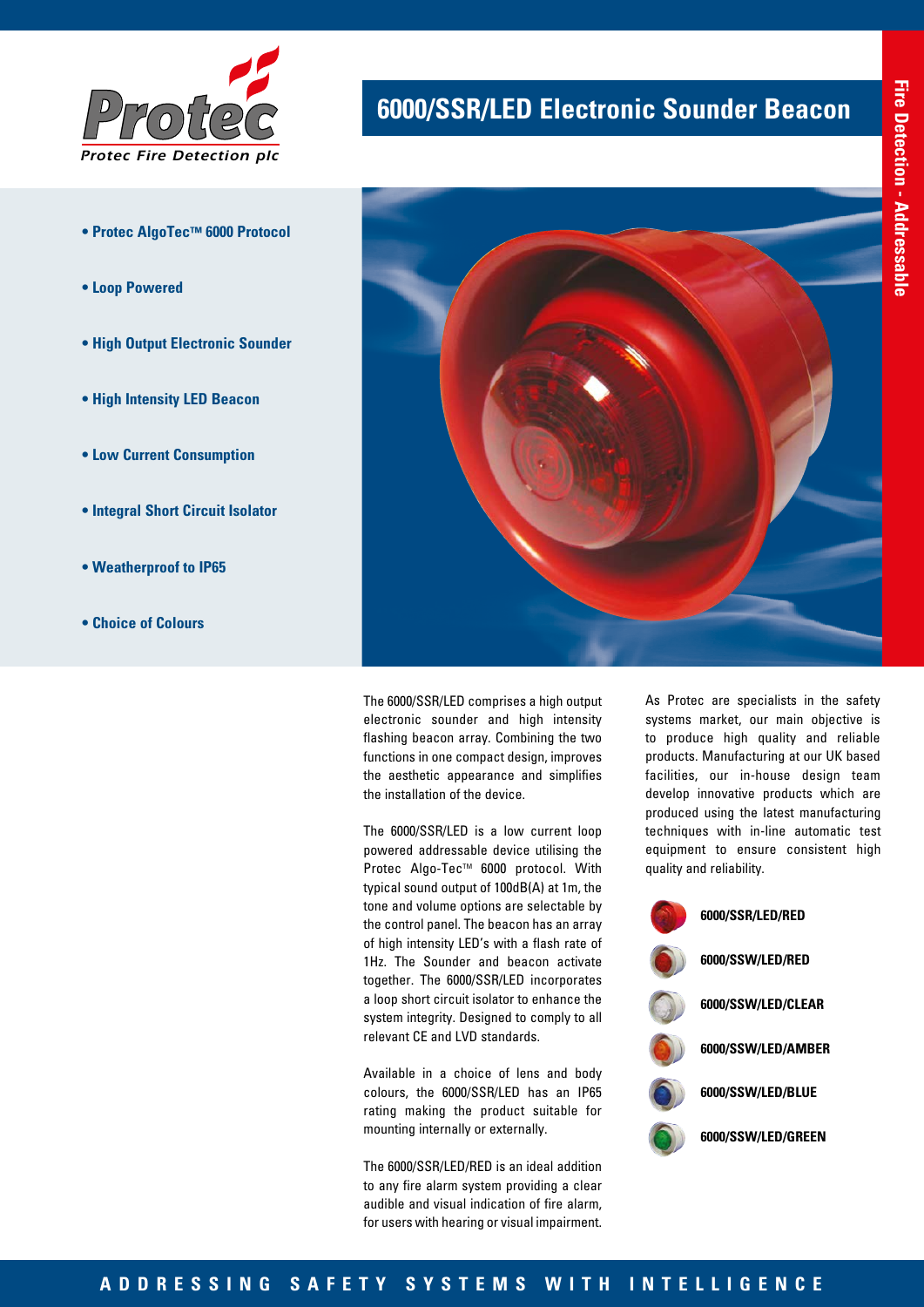Protec Fire Detection plc

# 6000/SSR/LED Electronic Sounder Beacon

Fire Detection - Addressable

- **Protec AlgoTec™ 6000 Protocol**
- **Loop Powered**
- **High Output Electronic Sounder**
- **High Intensity LED Beacon**
- **Low Current Consumption**
- **Integral Short Circuit Isolator**
- **Weatherproof to IP65**
- **Choice of Colours**

The 6000/SSR/LED comprises a high output electronic sounder and high intensity flashing beacon array. Combining the two functions in one compact design, improves the aesthetic appearance and simplifies the installation of the device.

The 6000/SSR/LED is a low current loop powered addressable device utilising the Protec Algo-Tec™ 6000 protocol. With typical sound output of 100dB(A) at 1m, the tone and volume options are selectable by the control panel. The beacon has an array of high intensity LED's with a flash rate of 1Hz. The Sounder and beacon activate together. The 6000/SSR/LED incorporates a loop short circuit isolator to enhance the system integrity. Designed to comply to all relevant CE and LVD standards.

Available in a choice of lens and body colours, the 6000/SSR/LED has an IP65 rating making the product suitable for mounting internally or externally.

The 6000/SSR/LED/RED is an ideal addition to any fire alarm system providing a clear audible and visual indication of fire alarm, for users with hearing or visual impairment.

As Protec are specialists in the safety systems market, our main objective is to produce high quality and reliable products. Manufacturing at our UK based facilities, our in-house design team develop innovative products which are produced using the latest manufacturing techniques with in-line automatic test equipment to ensure consistent high quality and reliability.

- **6000/SSR/LED/RED**
- **6000/SSW/LED/RED**
- **6000/SSW/LED/CLEAR**
- **6000/SSW/LED/AMBER**
- **6000/SSW/LED/BLUE**
- **6000/SSW/LED/GREEN**

ADDRESSING SAFETY SYSTEMS WITH INTELLIGENCE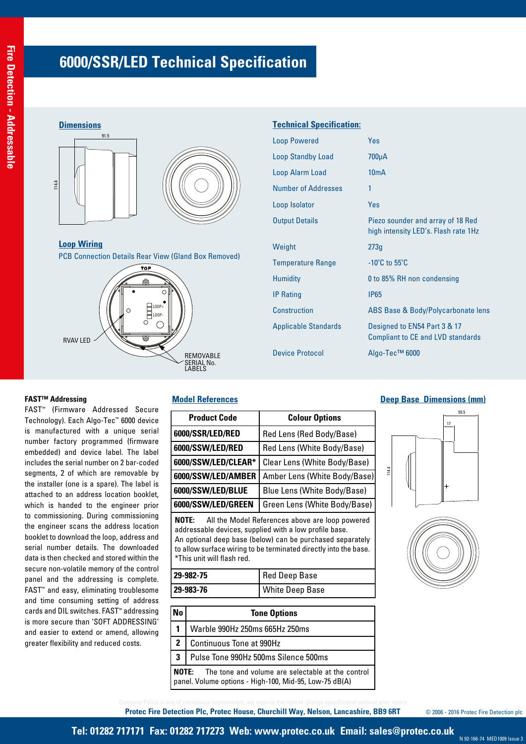# 6000/SSR/LED Technical Specification

## Dimensions

91.5

114.4

## Loop Wiring

PCB Connection Details Rear View (Gland Box Removed)

TOP

LOOP+

LOOP-

RVAV LED

REMOVABLE SERIAL No. LABELS

## Technical Specification:

| | |
|---|---|
| Loop Powered | Yes |
| Loop Standby Load | 700µA |
| Loop Alarm Load | 10mA |
| Number of Addresses | 1 |
| Loop Isolator | Yes |
| Output Details | Piezo sounder and array of 18 Red high intensity LED's. Flash rate 1Hz |
| Weight | 273g |
| Temperature Range | -10°C to 55°C |
| Humidity | 0 to 85% RH non condensing |
| IP Rating | IP65 |
| Construction | ABS Base & Body/Polycarbonate lens |
| Applicable Standards | Designed to EN54 Part 3 & 17 Compliant to CE and LVD standards |
| Device Protocol | Algo-Tec™ 6000 |

**FAST™ Addressing**

FAST™ (Firmware Addressed Secure Technology). Each Algo-Tec™ 6000 device is manufactured with a unique serial number factory programmed (firmware embedded) and device label. The label includes the serial number on 2 bar-coded segments, 2 of which are removable by the installer (one is a spare). The label is attached to an address location booklet, which is handed to the engineer prior to commissioning. During commissioning the engineer scans the address location booklet to download the loop, address and serial number details. The downloaded data is then checked and stored within the secure non-volatile memory of the control panel and the addressing is complete. FAST™ and easy, eliminating troublesome and time consuming setting of address cards and DIL switches. FAST™ addressing is more secure than 'SOFT ADDRESSING' and easier to extend or amend, allowing greater flexibility and reduced costs.

## Model References

| Product Code | Colour Options |
|---|---|
| 6000/SSR/LED/RED | Red Lens (Red Body/Base) |
| 6000/SSW/LED/RED | Red Lens (White Body/Base) |
| 6000/SSW/LED/CLEAR* | Clear Lens (White Body/Base) |
| 6000/SSW/LED/AMBER | Amber Lens (White Body/Base) |
| 6000/SSW/LED/BLUE | Blue Lens (White Body/Base) |
| 6000/SSW/LED/GREEN | Green Lens (White Body/Base) |

**NOTE:** All the Model References above are loop powered addressable devices, supplied with a low profile base. An optional deep base (below) can be purchased separately to allow surface wiring to be terminated directly into the base. *This unit will flash red.

| | |
|---|---|
| 29-982-75 | Red Deep Base |
| 29-983-76 | White Deep Base |

| No | Tone Options |
|---|---|
| 1 | Warble 990Hz 250ms 665Hz 250ms |
| 2 | Continuous Tone at 990Hz |
| 3 | Pulse Tone 990Hz 500ms Silence 500ms |

**NOTE:** The tone and volume are selectable at the control panel. Volume options - High-100, Mid-95, Low-75 dB(A)

## Deep Base Dimensions (mm)

55.5

17

114.4

Company Policy is one of continuous improvement, we reserve the right to change specification without prior notice

**Protec Fire Detection Plc, Protec House, Churchill Way, Nelson, Lancashire, BB9 6RT**

© 2006 - 2016 Protec Fire Detection plc

**Tel: 01282 717171 Fax: 01282 717273 Web: www.protec.co.uk Email: sales@protec.co.uk**

N 92-166-74 MED1009 Issue 3